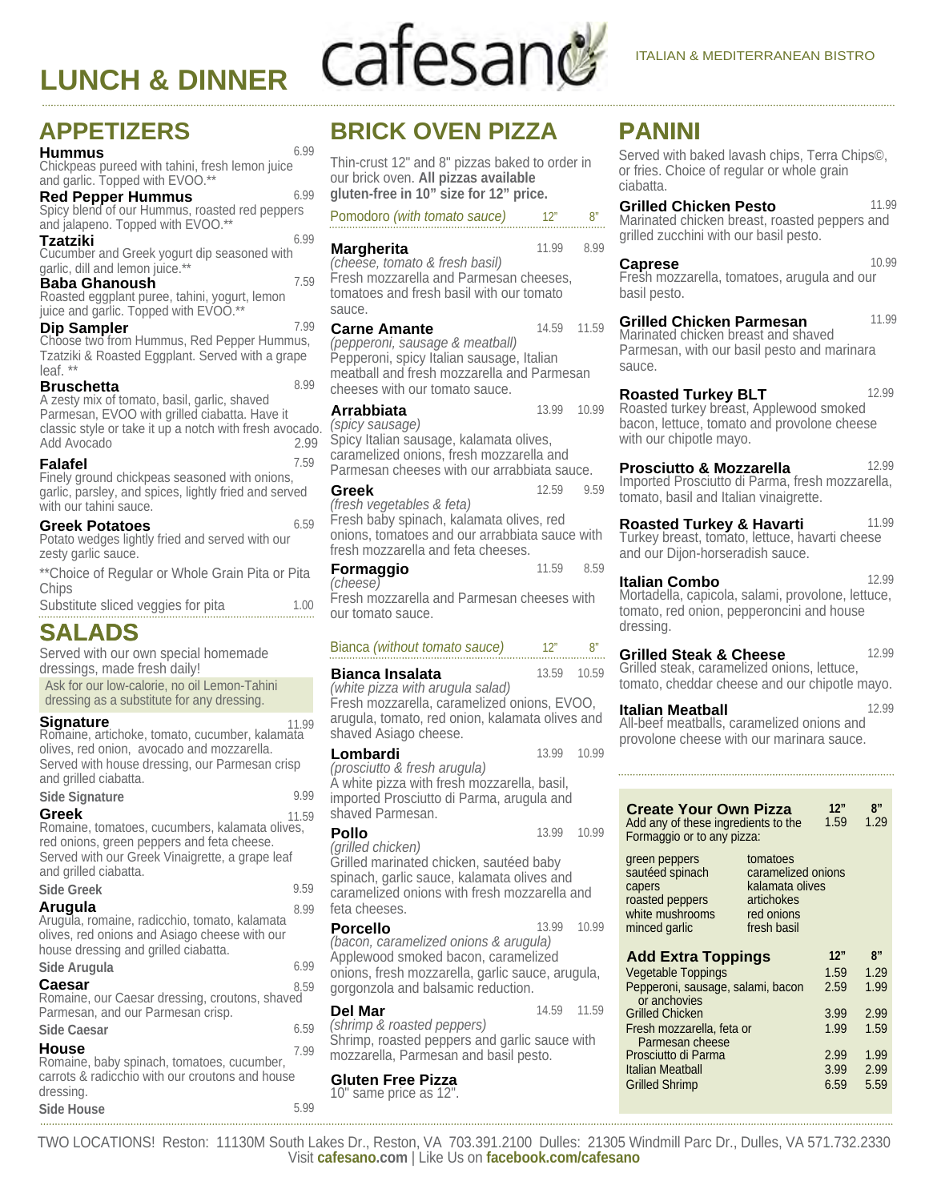# LUNCH & DINNER

cafesano

ITALIAN & MEDITERRANEAN BISTRO

## APPETIZERS

**Hummus** 6.99
Chickpeas pureed with tahini, fresh lemon juice and garlic. Topped with EVOO.**

**Red Pepper Hummus** 6.99
Spicy blend of our Hummus, roasted red peppers and jalapeno. Topped with EVOO.**

**Tzatziki** 6.99
Cucumber and Greek yogurt dip seasoned with garlic, dill and lemon juice.**

**Baba Ghanoush** 7.59
Roasted eggplant puree, tahini, yogurt, lemon juice and garlic. Topped with EVOO.**

**Dip Sampler** 7.99
Choose two from Hummus, Red Pepper Hummus, Tzatziki & Roasted Eggplant. Served with a grape leaf. **

**Bruschetta** 8.99
A zesty mix of tomato, basil, garlic, shaved Parmesan, EVOO with grilled ciabatta. Have it classic style or take it up a notch with fresh avocado.
Add Avocado 2.99

**Falafel** 7.59
Finely ground chickpeas seasoned with onions, garlic, parsley, and spices, lightly fried and served with our tahini sauce.

**Greek Potatoes** 6.59
Potato wedges lightly fried and served with our zesty garlic sauce.

**Choice of Regular or Whole Grain Pita or Pita Chips
Substitute sliced veggies for pita 1.00

## SALADS

Served with our own special homemade dressings, made fresh daily!

Ask for our low-calorie, no oil Lemon-Tahini dressing as a substitute for any dressing.

**Signature** 11.99
Romaine, artichoke, tomato, cucumber, kalamata olives, red onion, avocado and mozzarella. Served with house dressing, our Parmesan crisp and grilled ciabatta.
**Side Signature** 9.99

**Greek** 11.59
Romaine, tomatoes, cucumbers, kalamata olives, red onions, green peppers and feta cheese. Served with our Greek Vinaigrette, a grape leaf and grilled ciabatta.
**Side Greek** 9.59

**Arugula** 8.99
Arugula, romaine, radicchio, tomato, kalamata olives, red onions and Asiago cheese with our house dressing and grilled ciabatta.
**Side Arugula** 6.99

**Caesar** 8.59
Romaine, our Caesar dressing, croutons, shaved Parmesan, and our Parmesan crisp.
**Side Caesar** 6.59

**House** 7.99
Romaine, baby spinach, tomatoes, cucumber, carrots & radicchio with our croutons and house dressing.
**Side House** 5.99

## BRICK OVEN PIZZA

Thin-crust 12" and 8" pizzas baked to order in our brick oven. **All pizzas available gluten-free in 10" size for 12" price.**

### Pomodoro *(with tomato sauce)*

| | 12" | 8" |
|---|---|---|
| **Margherita** *(cheese, tomato & fresh basil)* Fresh mozzarella and Parmesan cheeses, tomatoes and fresh basil with our tomato sauce. | 11.99 | 8.99 |
| **Carne Amante** *(pepperoni, sausage & meatball)* Pepperoni, spicy Italian sausage, Italian meatball and fresh mozzarella and Parmesan cheeses with our tomato sauce. | 14.59 | 11.59 |
| **Arrabbiata** *(spicy sausage)* Spicy Italian sausage, kalamata olives, caramelized onions, fresh mozzarella and Parmesan cheeses with our arrabbiata sauce. | 13.99 | 10.99 |
| **Greek** *(fresh vegetables & feta)* Fresh baby spinach, kalamata olives, red onions, tomatoes and our arrabbiata sauce with fresh mozzarella and feta cheeses. | 12.59 | 9.59 |
| **Formaggio** *(cheese)* Fresh mozzarella and Parmesan cheeses with our tomato sauce. | 11.59 | 8.59 |

### Bianca *(without tomato sauce)*

| | 12" | 8" |
|---|---|---|
| **Bianca Insalata** *(white pizza with arugula salad)* Fresh mozzarella, caramelized onions, EVOO, arugula, tomato, red onion, kalamata olives and shaved Asiago cheese. | 13.59 | 10.59 |
| **Lombardi** *(prosciutto & fresh arugula)* A white pizza with fresh mozzarella, basil, imported Prosciutto di Parma, arugula and shaved Parmesan. | 13.99 | 10.99 |
| **Pollo** *(grilled chicken)* Grilled marinated chicken, sautéed baby spinach, garlic sauce, kalamata olives and caramelized onions with fresh mozzarella and feta cheeses. | 13.99 | 10.99 |
| **Porcello** *(bacon, caramelized onions & arugula)* Applewood smoked bacon, caramelized onions, fresh mozzarella, garlic sauce, arugula, gorgonzola and balsamic reduction. | 13.99 | 10.99 |
| **Del Mar** *(shrimp & roasted peppers)* Shrimp, roasted peppers and garlic sauce with mozzarella, Parmesan and basil pesto. | 14.59 | 11.59 |

**Gluten Free Pizza**
10" same price as 12".

## PANINI

Served with baked lavash chips, Terra Chips©, or fries. Choice of regular or whole grain ciabatta.

**Grilled Chicken Pesto** 11.99
Marinated chicken breast, roasted peppers and grilled zucchini with our basil pesto.

**Caprese** 10.99
Fresh mozzarella, tomatoes, arugula and our basil pesto.

**Grilled Chicken Parmesan** 11.99
Marinated chicken breast and shaved Parmesan, with our basil pesto and marinara sauce.

**Roasted Turkey BLT** 12.99
Roasted turkey breast, Applewood smoked bacon, lettuce, tomato and provolone cheese with our chipotle mayo.

**Prosciutto & Mozzarella** 12.99
Imported Prosciutto di Parma, fresh mozzarella, tomato, basil and Italian vinaigrette.

**Roasted Turkey & Havarti** 11.99
Turkey breast, tomato, lettuce, havarti cheese and our Dijon-horseradish sauce.

**Italian Combo** 12.99
Mortadella, capicola, salami, provolone, lettuce, tomato, red onion, pepperoncini and house dressing.

**Grilled Steak & Cheese** 12.99
Grilled steak, caramelized onions, lettuce, tomato, cheddar cheese and our chipotle mayo.

**Italian Meatball** 12.99
All-beef meatballs, caramelized onions and provolone cheese with our marinara sauce.

### Create Your Own Pizza

| | 12" | 8" |
|---|---|---|
| Add any of these ingredients to the Formaggio or to any pizza: | 1.59 | 1.29 |

| | |
|---|---|
| green peppers | tomatoes |
| sautéed spinach | caramelized onions |
| capers | kalamata olives |
| roasted peppers | artichokes |
| white mushrooms | red onions |
| minced garlic | fresh basil |

### Add Extra Toppings

| | 12" | 8" |
|---|---|---|
| Vegetable Toppings | 1.59 | 1.29 |
| Pepperoni, sausage, salami, bacon or anchovies | 2.59 | 1.99 |
| Grilled Chicken | 3.99 | 2.99 |
| Fresh mozzarella, feta or Parmesan cheese | 1.99 | 1.59 |
| Prosciutto di Parma | 2.99 | 1.99 |
| Italian Meatball | 3.99 | 2.99 |
| Grilled Shrimp | 6.59 | 5.59 |

TWO LOCATIONS! Reston: 11130M South Lakes Dr., Reston, VA 703.391.2100 Dulles: 21305 Windmill Parc Dr., Dulles, VA 571.732.2330
Visit **cafesano.com** | Like Us on **facebook.com/cafesano**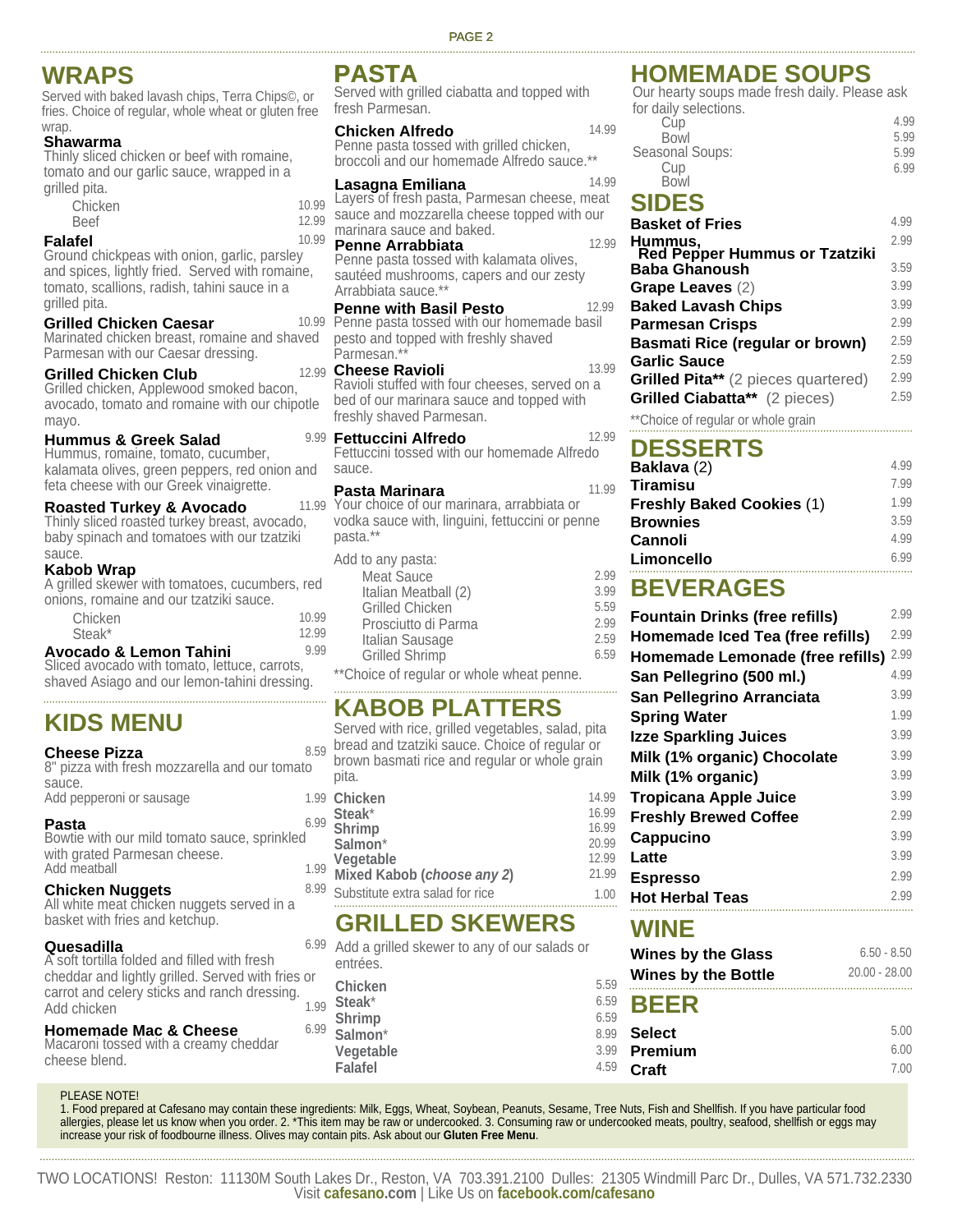## WRAPS

Served with baked lavash chips, Terra Chips©, or fries. Choice of regular, whole wheat or gluten free wrap.

**Shawarma**
Thinly sliced chicken or beef with romaine, tomato and our garlic sauce, wrapped in a grilled pita.

| | |
|---|---|
| Chicken | 10.99 |
| Beef | 12.99 |

**Falafel** 10.99
Ground chickpeas with onion, garlic, parsley and spices, lightly fried. Served with romaine, tomato, scallions, radish, tahini sauce in a grilled pita.

**Grilled Chicken Caesar** 10.99
Marinated chicken breast, romaine and shaved Parmesan with our Caesar dressing.

**Grilled Chicken Club** 12.99
Grilled chicken, Applewood smoked bacon, avocado, tomato and romaine with our chipotle mayo.

**Hummus & Greek Salad** 9.99
Hummus, romaine, tomato, cucumber, kalamata olives, green peppers, red onion and feta cheese with our Greek vinaigrette.

**Roasted Turkey & Avocado** 11.99
Thinly sliced roasted turkey breast, avocado, baby spinach and tomatoes with our tzatziki sauce.

**Kabob Wrap**
A grilled skewer with tomatoes, cucumbers, red onions, romaine and our tzatziki sauce.

| | |
|---|---|
| Chicken | 10.99 |
| Steak* | 12.99 |

**Avocado & Lemon Tahini** 9.99
Sliced avocado with tomato, lettuce, carrots, shaved Asiago and our lemon-tahini dressing.

## KIDS MENU

**Cheese Pizza** 8.59
8" pizza with fresh mozzarella and our tomato sauce.
Add pepperoni or sausage 1.99

**Pasta** 6.99
Bowtie with our mild tomato sauce, sprinkled with grated Parmesan cheese.
Add meatball 1.99

**Chicken Nuggets** 8.99
All white meat chicken nuggets served in a basket with fries and ketchup.

**Quesadilla** 6.99
A soft tortilla folded and filled with fresh cheddar and lightly grilled. Served with fries or carrot and celery sticks and ranch dressing.
Add chicken 1.99

**Homemade Mac & Cheese** 6.99
Macaroni tossed with a creamy cheddar cheese blend.

## PASTA

Served with grilled ciabatta and topped with fresh Parmesan.

**Chicken Alfredo** 14.99
Penne pasta tossed with grilled chicken, broccoli and our homemade Alfredo sauce.**

**Lasagna Emiliana** 14.99
Layers of fresh pasta, Parmesan cheese, meat sauce and mozzarella cheese topped with our marinara sauce and baked.

**Penne Arrabbiata** 12.99
Penne pasta tossed with kalamata olives, sautéed mushrooms, capers and our zesty Arrabbiata sauce.**

**Penne with Basil Pesto** 12.99
Penne pasta tossed with our homemade basil pesto and topped with freshly shaved Parmesan.**

**Cheese Ravioli** 13.99
Ravioli stuffed with four cheeses, served on a bed of our marinara sauce and topped with freshly shaved Parmesan.

**Fettuccini Alfredo** 12.99
Fettuccini tossed with our homemade Alfredo sauce.

**Pasta Marinara** 11.99
Your choice of our marinara, arrabbiata or vodka sauce with, linguini, fettuccini or penne pasta.**

Add to any pasta:

| | |
|---|---|
| Meat Sauce | 2.99 |
| Italian Meatball (2) | 3.99 |
| Grilled Chicken | 5.59 |
| Prosciutto di Parma | 2.99 |
| Italian Sausage | 2.59 |
| Grilled Shrimp | 6.59 |

**Choice of regular or whole wheat penne.

## KABOB PLATTERS

Served with rice, grilled vegetables, salad, pita bread and tzatziki sauce. Choice of regular or brown basmati rice and regular or whole grain pita.

| | |
|---|---|
| **Chicken** | 14.99 |
| **Steak*** | 16.99 |
| **Shrimp** | 16.99 |
| **Salmon*** | 20.99 |
| **Vegetable** | 12.99 |
| **Mixed Kabob (*choose any 2*)** | 21.99 |
| Substitute extra salad for rice | 1.00 |

## GRILLED SKEWERS

Add a grilled skewer to any of our salads or entrées.

| | |
|---|---|
| **Chicken** | 5.59 |
| **Steak*** | 6.59 |
| **Shrimp** | 6.59 |
| **Salmon*** | 8.99 |
| **Vegetable** | 3.99 |
| **Falafel** | 4.59 |

## HOMEMADE SOUPS

Our hearty soups made fresh daily. Please ask for daily selections.

| | |
|---|---|
| Cup | 4.99 |
| Bowl | 5.99 |
| Seasonal Soups: | |
| Cup | 5.99 |
| Bowl | 6.99 |

## SIDES

| | |
|---|---|
| **Basket of Fries** | 4.99 |
| **Hummus, Red Pepper Hummus or Tzatziki** | 2.99 |
| **Baba Ghanoush** | 3.59 |
| **Grape Leaves** (2) | 3.99 |
| **Baked Lavash Chips** | 3.99 |
| **Parmesan Crisps** | 2.99 |
| **Basmati Rice (regular or brown)** | 2.59 |
| **Garlic Sauce** | 2.59 |
| **Grilled Pita**** (2 pieces quartered) | 2.99 |
| **Grilled Ciabatta**** (2 pieces) | 2.59 |

**Choice of regular or whole grain

## DESSERTS

| | |
|---|---|
| **Baklava** (2) | 4.99 |
| **Tiramisu** | 7.99 |
| **Freshly Baked Cookies** (1) | 1.99 |
| **Brownies** | 3.59 |
| **Cannoli** | 4.99 |
| **Limoncello** | 6.99 |

## BEVERAGES

| | |
|---|---|
| **Fountain Drinks (free refills)** | 2.99 |
| **Homemade Iced Tea (free refills)** | 2.99 |
| **Homemade Lemonade (free refills)** | 2.99 |
| **San Pellegrino (500 ml.)** | 4.99 |
| **San Pellegrino Arranciata** | 3.99 |
| **Spring Water** | 1.99 |
| **Izze Sparkling Juices** | 3.99 |
| **Milk (1% organic) Chocolate** | 3.99 |
| **Milk (1% organic)** | 3.99 |
| **Tropicana Apple Juice** | 3.99 |
| **Freshly Brewed Coffee** | 2.99 |
| **Cappucino** | 3.99 |
| **Latte** | 3.99 |
| **Espresso** | 2.99 |
| **Hot Herbal Teas** | 2.99 |

## WINE

| | |
|---|---|
| **Wines by the Glass** | 6.50 - 8.50 |
| **Wines by the Bottle** | 20.00 - 28.00 |

## BEER

| | |
|---|---|
| **Select** | 5.00 |
| **Premium** | 6.00 |
| **Craft** | 7.00 |

PLEASE NOTE!
1. Food prepared at Cafesano may contain these ingredients: Milk, Eggs, Wheat, Soybean, Peanuts, Sesame, Tree Nuts, Fish and Shellfish. If you have particular food allergies, please let us know when you order. 2. *This item may be raw or undercooked. 3. Consuming raw or undercooked meats, poultry, seafood, shellfish or eggs may increase your risk of foodbourne illness. Olives may contain pits. Ask about our **Gluten Free Menu**.

TWO LOCATIONS! Reston: 11130M South Lakes Dr., Reston, VA 703.391.2100 Dulles: 21305 Windmill Parc Dr., Dulles, VA 571.732.2330
Visit **cafesano.com** | Like Us on **facebook.com/cafesano**